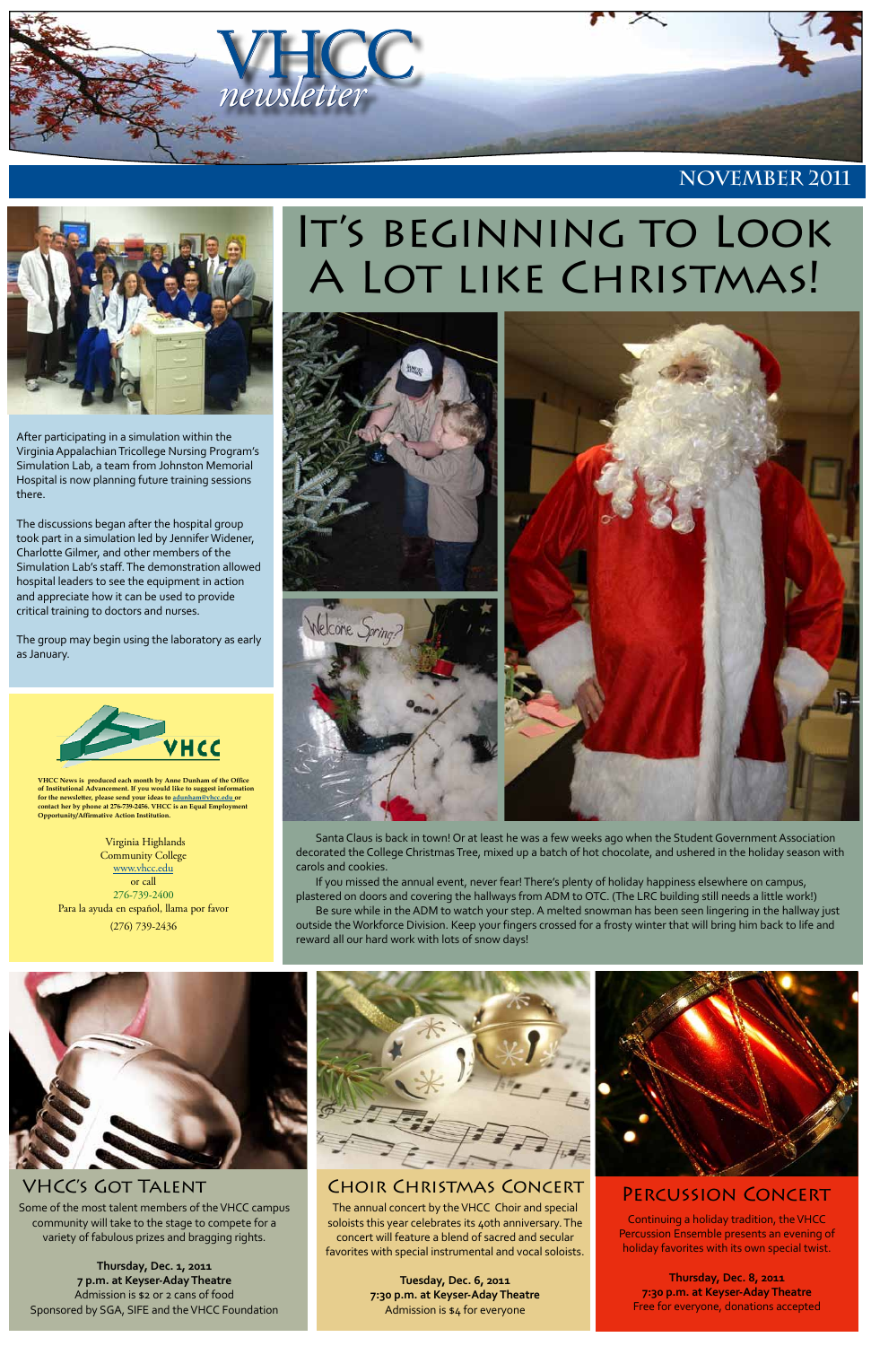# VHCC newsletter

**NOVEMBER 2011**

After participating in a simulation within the Virginia Appalachian Tricollege Nursing Program's Simulation Lab, a team from Johnston Memorial Hospital is now planning future training sessions there.

The discussions began after the hospital group took part in a simulation led by Jennifer Widener, Charlotte Gilmer, and other members of the Simulation Lab's staff. The demonstration allowed hospital leaders to see the equipment in action and appreciate how it can be used to provide critical training to doctors and nurses.

The group may begin using the laboratory as early as January.

VHCC

VHCC News is produced each month by Anne Dunham of the Office of Institutional Advancement. If you would like to suggest information for the newsletter, please send your ideas to adunham@vhcc.edu or contact her by phone at 276-739-2456. VHCC is an Equal Employment Opportunity/Affirmative Action Institution.

Virginia Highlands
Community College
www.vhcc.edu
or call
276-739-2400
Para la ayuda en español, llama por favor
(276) 739-2436

## It's beginning to Look A Lot like Christmas!

Santa Claus is back in town! Or at least he was a few weeks ago when the Student Government Association decorated the College Christmas Tree, mixed up a batch of hot chocolate, and ushered in the holiday season with carols and cookies.

If you missed the annual event, never fear! There's plenty of holiday happiness elsewhere on campus, plastered on doors and covering the hallways from ADM to OTC. (The LRC building still needs a little work!)

Be sure while in the ADM to watch your step. A melted snowman has been seen lingering in the hallway just outside the Workforce Division. Keep your fingers crossed for a frosty winter that will bring him back to life and reward all our hard work with lots of snow days!

### VHCC's Got Talent

Some of the most talent members of the VHCC campus community will take to the stage to compete for a variety of fabulous prizes and bragging rights.

**Thursday, Dec. 1, 2011**
**7 p.m. at Keyser-Aday Theatre**
Admission is $2 or 2 cans of food
Sponsored by SGA, SIFE and the VHCC Foundation

### Choir Christmas Concert

The annual concert by the VHCC Choir and special soloists this year celebrates its 40th anniversary. The concert will feature a blend of sacred and secular favorites with special instrumental and vocal soloists.

**Tuesday, Dec. 6, 2011**
**7:30 p.m. at Keyser-Aday Theatre**
Admission is $4 for everyone

### Percussion Concert

Continuing a holiday tradition, the VHCC Percussion Ensemble presents an evening of holiday favorites with its own special twist.

**Thursday, Dec. 8, 2011**
**7:30 p.m. at Keyser-Aday Theatre**
Free for everyone, donations accepted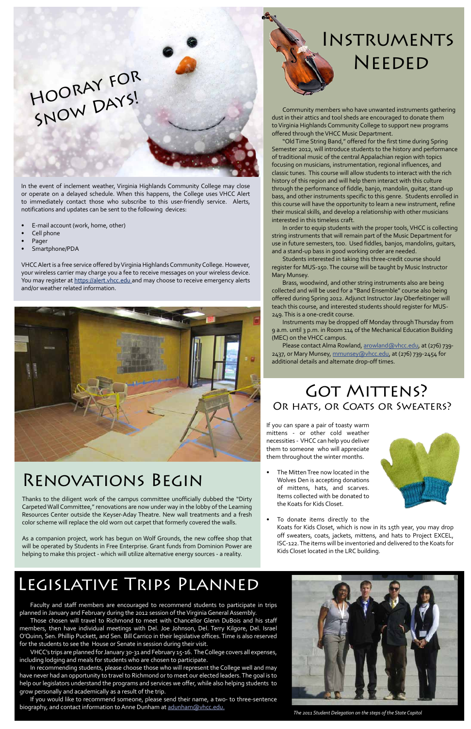# Hooray for Snow Days!

In the event of inclement weather, Virginia Highlands Community College may close or operate on a delayed schedule. The College uses VHCC Alert to immediately contact those who subscribe to this user-friendly service. Alerts, notifications and updates can be sent to the following devices:

- E-mail account (work, home, other)
- Cell phone
- Pager
- Smartphone/PDA

VHCC Alert is a free service offered by Virginia Highlands Community College. However, your wireless carrier may charge you a fee to receive messages on your wireless device. You may register at https://alert.vhcc.edu and may choose to receive emergency alerts and/or weather related information.

# Renovations Begin

Thanks to the diligent work of the campus committee unofficially dubbed the "Dirty Carpeted Wall Committee," renovations are now under way in the lobby of the Learning Resources Center outside the Keyser-Aday Theatre. New wall treatments and a fresh color scheme will replace the old worn out carpet that formerly covered the walls.

As a companion project, work has begun on Wolf Grounds, the new coffee shop that will be operated by Students in Free Enterprise. Grant funds from Dominion Power are helping to make this project - which will utilize alternative energy sources - a reality.

# Instruments Needed

Community members who have unwanted instruments gathering dust in their attics and tool sheds are encouraged to donate them to Virginia Highlands Community College to support new programs offered through the VHCC Music Department.

"Old Time String Band," offered for the first time during Spring Semester 2012, will introduce students to the history and performance of traditional music of the central Appalachian region with topics focusing on musicians, instrumentation, regional influences, and classic tunes. This course will allow students to interact with the rich history of this region and will help them interact with this culture through the performance of fiddle, banjo, mandolin, guitar, stand-up bass, and other instruments specific to this genre. Students enrolled in this course will have the opportunity to learn a new instrument, refine their musical skills, and develop a relationship with other musicians interested in this timeless craft.

In order to equip students with the proper tools, VHCC is collecting string instruments that will remain part of the Music Department for use in future semesters, too. Used fiddles, banjos, mandolins, guitars, and a stand-up bass in good working order are needed.

Students interested in taking this three-credit course should register for MUS-150. The course will be taught by Music Instructor Mary Munsey.

Brass, woodwind, and other string instruments also are being collected and will be used for a "Band Ensemble" course also being offered during Spring 2012. Adjunct Instructor Jay Oberfeitinger will teach this course, and interested students should register for MUS-249. This is a one-credit course.

Instruments may be dropped off Monday through Thursday from 9 a.m. until 3 p.m. in Room 114 of the Mechanical Education Building (MEC) on the VHCC campus.

Please contact Alma Rowland, arowland@vhcc.edu, at (276) 739-2437, or Mary Munsey, mmunsey@vhcc.edu, at (276) 739-2454 for additional details and alternate drop-off times.

# Got Mittens?

## Or hats, or Coats or Sweaters?

If you can spare a pair of toasty warm mittens - or other cold weather necessities - VHCC can help you deliver them to someone who will appreciate them throughout the winter months.

- The Mitten Tree now located in the Wolves Den is accepting donations of mittens, hats, and scarves. Items collected with be donated to the Koats for Kids Closet.
- To donate items directly to the Koats for Kids Closet, which is now in its 15th year, you may drop off sweaters, coats, jackets, mittens, and hats to Project EXCEL, ISC-122. The items will be inventoried and delivered to the Koats for Kids Closet located in the LRC building.

# Legislative Trips Planned

Faculty and staff members are encouraged to recommend students to participate in trips planned in January and February during the 2012 session of the Virginia General Assembly.

Those chosen will travel to Richmond to meet with Chancellor Glenn DuBois and his staff members, then have individual meetings with Del. Joe Johnson, Del. Terry Kilgore, Del. Israel O'Quinn, Sen. Phillip Puckett, and Sen. Bill Carrico in their legislative offices. Time is also reserved for the students to see the House or Senate in session during their visit.

VHCC's trips are planned for January 30-31 and February 15-16. The College covers all expenses, including lodging and meals for students who are chosen to participate.

In recommending students, please choose those who will represent the College well and may have never had an opportunity to travel to Richmond or to meet our elected leaders. The goal is to help our legislators understand the programs and services we offer, while also helping students to grow personally and academically as a result of the trip.

If you would like to recommend someone, please send their name, a two- to three-sentence biography, and contact information to Anne Dunham at adunham@vhcc.edu.

*The 2011 Student Delegation on the steps of the State Capitol*